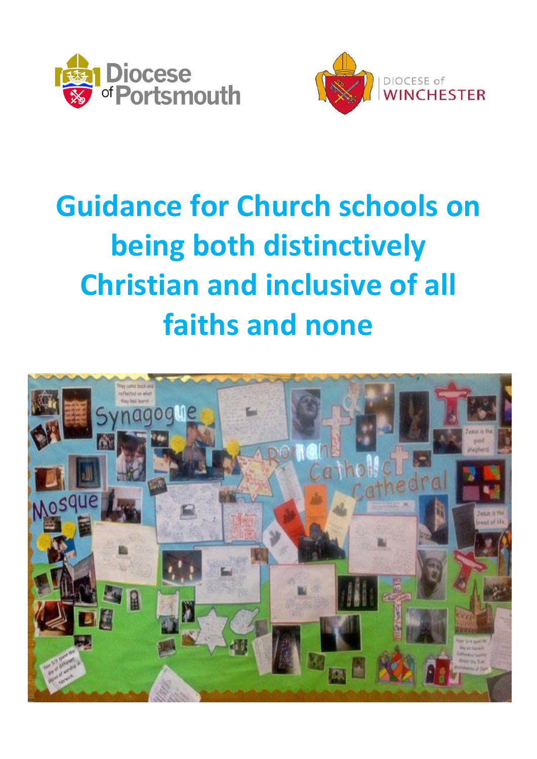Diocese of Portsmouth

DIOCESE of WINCHESTER

# Guidance for Church schools on being both distinctively Christian and inclusive of all faiths and none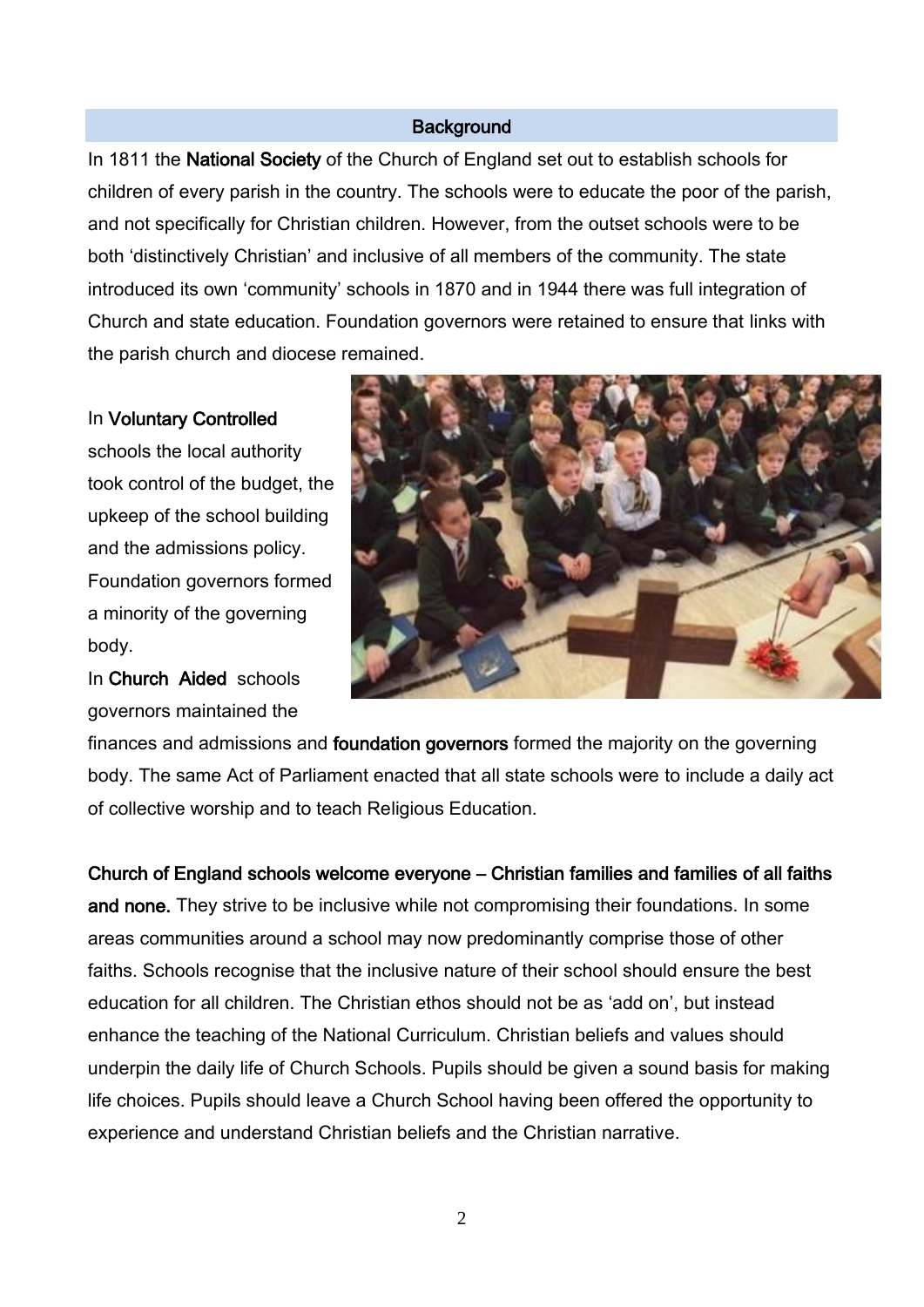## Background

In 1811 the **National Society** of the Church of England set out to establish schools for children of every parish in the country. The schools were to educate the poor of the parish, and not specifically for Christian children. However, from the outset schools were to be both 'distinctively Christian' and inclusive of all members of the community. The state introduced its own 'community' schools in 1870 and in 1944 there was full integration of Church and state education. Foundation governors were retained to ensure that links with the parish church and diocese remained.

In **Voluntary Controlled** schools the local authority took control of the budget, the upkeep of the school building and the admissions policy. Foundation governors formed a minority of the governing body.

In **Church Aided** schools governors maintained the finances and admissions and **foundation governors** formed the majority on the governing body. The same Act of Parliament enacted that all state schools were to include a daily act of collective worship and to teach Religious Education.

**Church of England schools welcome everyone – Christian families and families of all faiths and none.** They strive to be inclusive while not compromising their foundations. In some areas communities around a school may now predominantly comprise those of other faiths. Schools recognise that the inclusive nature of their school should ensure the best education for all children. The Christian ethos should not be as 'add on', but instead enhance the teaching of the National Curriculum. Christian beliefs and values should underpin the daily life of Church Schools. Pupils should be given a sound basis for making life choices. Pupils should leave a Church School having been offered the opportunity to experience and understand Christian beliefs and the Christian narrative.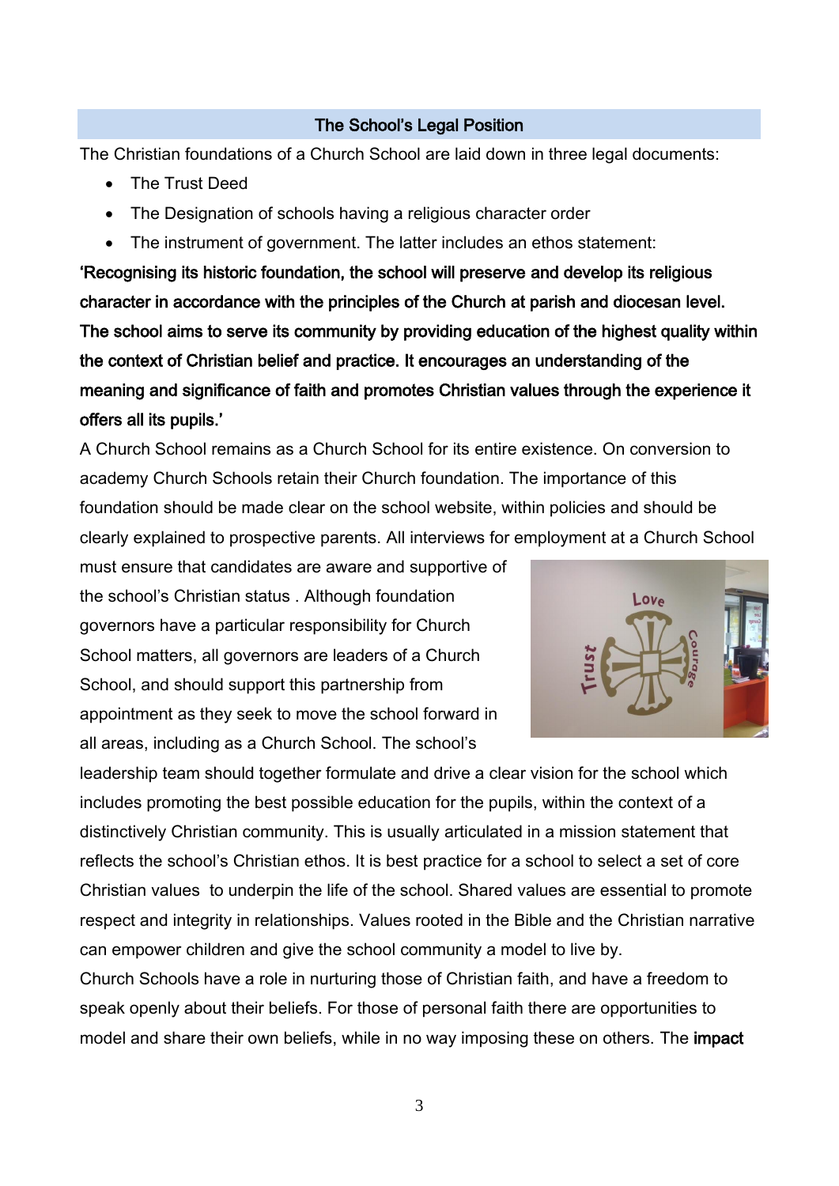## The School's Legal Position

The Christian foundations of a Church School are laid down in three legal documents:

- The Trust Deed
- The Designation of schools having a religious character order
- The instrument of government. The latter includes an ethos statement:

**'Recognising its historic foundation, the school will preserve and develop its religious character in accordance with the principles of the Church at parish and diocesan level. The school aims to serve its community by providing education of the highest quality within the context of Christian belief and practice. It encourages an understanding of the meaning and significance of faith and promotes Christian values through the experience it offers all its pupils.'**

A Church School remains as a Church School for its entire existence. On conversion to academy Church Schools retain their Church foundation. The importance of this foundation should be made clear on the school website, within policies and should be clearly explained to prospective parents. All interviews for employment at a Church School must ensure that candidates are aware and supportive of the school's Christian status . Although foundation governors have a particular responsibility for Church School matters, all governors are leaders of a Church School, and should support this partnership from appointment as they seek to move the school forward in all areas, including as a Church School. The school's leadership team should together formulate and drive a clear vision for the school which includes promoting the best possible education for the pupils, within the context of a distinctively Christian community. This is usually articulated in a mission statement that reflects the school's Christian ethos. It is best practice for a school to select a set of core Christian values to underpin the life of the school. Shared values are essential to promote respect and integrity in relationships. Values rooted in the Bible and the Christian narrative can empower children and give the school community a model to live by.

Church Schools have a role in nurturing those of Christian faith, and have a freedom to speak openly about their beliefs. For those of personal faith there are opportunities to model and share their own beliefs, while in no way imposing these on others. The **impact**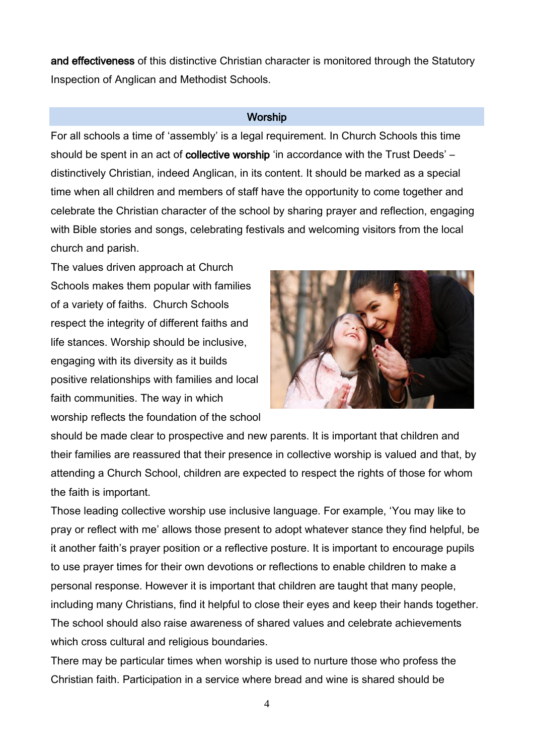**and effectiveness** of this distinctive Christian character is monitored through the Statutory Inspection of Anglican and Methodist Schools.

## Worship

For all schools a time of 'assembly' is a legal requirement. In Church Schools this time should be spent in an act of **collective worship** 'in accordance with the Trust Deeds' – distinctively Christian, indeed Anglican, in its content. It should be marked as a special time when all children and members of staff have the opportunity to come together and celebrate the Christian character of the school by sharing prayer and reflection, engaging with Bible stories and songs, celebrating festivals and welcoming visitors from the local church and parish.

The values driven approach at Church Schools makes them popular with families of a variety of faiths. Church Schools respect the integrity of different faiths and life stances. Worship should be inclusive, engaging with its diversity as it builds positive relationships with families and local faith communities. The way in which worship reflects the foundation of the school should be made clear to prospective and new parents. It is important that children and their families are reassured that their presence in collective worship is valued and that, by attending a Church School, children are expected to respect the rights of those for whom the faith is important.

Those leading collective worship use inclusive language. For example, 'You may like to pray or reflect with me' allows those present to adopt whatever stance they find helpful, be it another faith's prayer position or a reflective posture. It is important to encourage pupils to use prayer times for their own devotions or reflections to enable children to make a personal response. However it is important that children are taught that many people, including many Christians, find it helpful to close their eyes and keep their hands together. The school should also raise awareness of shared values and celebrate achievements which cross cultural and religious boundaries.

There may be particular times when worship is used to nurture those who profess the Christian faith. Participation in a service where bread and wine is shared should be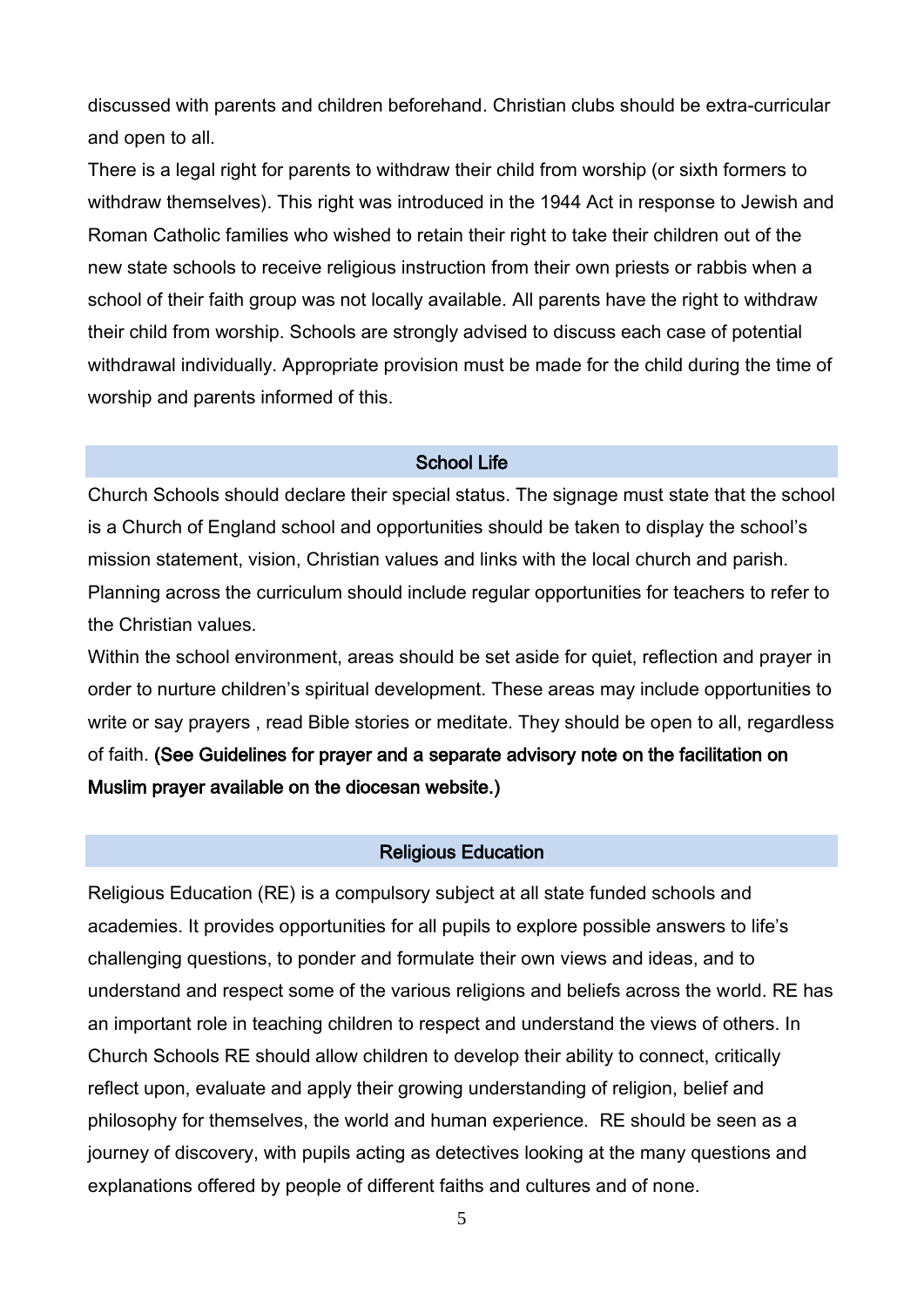discussed with parents and children beforehand. Christian clubs should be extra-curricular and open to all.

There is a legal right for parents to withdraw their child from worship (or sixth formers to withdraw themselves). This right was introduced in the 1944 Act in response to Jewish and Roman Catholic families who wished to retain their right to take their children out of the new state schools to receive religious instruction from their own priests or rabbis when a school of their faith group was not locally available. All parents have the right to withdraw their child from worship. Schools are strongly advised to discuss each case of potential withdrawal individually. Appropriate provision must be made for the child during the time of worship and parents informed of this.

## School Life

Church Schools should declare their special status. The signage must state that the school is a Church of England school and opportunities should be taken to display the school's mission statement, vision, Christian values and links with the local church and parish. Planning across the curriculum should include regular opportunities for teachers to refer to the Christian values.

Within the school environment, areas should be set aside for quiet, reflection and prayer in order to nurture children's spiritual development. These areas may include opportunities to write or say prayers , read Bible stories or meditate. They should be open to all, regardless of faith. **(See Guidelines for prayer and a separate advisory note on the facilitation on Muslim prayer available on the diocesan website.)**

## Religious Education

Religious Education (RE) is a compulsory subject at all state funded schools and academies. It provides opportunities for all pupils to explore possible answers to life's challenging questions, to ponder and formulate their own views and ideas, and to understand and respect some of the various religions and beliefs across the world. RE has an important role in teaching children to respect and understand the views of others. In Church Schools RE should allow children to develop their ability to connect, critically reflect upon, evaluate and apply their growing understanding of religion, belief and philosophy for themselves, the world and human experience. RE should be seen as a journey of discovery, with pupils acting as detectives looking at the many questions and explanations offered by people of different faiths and cultures and of none.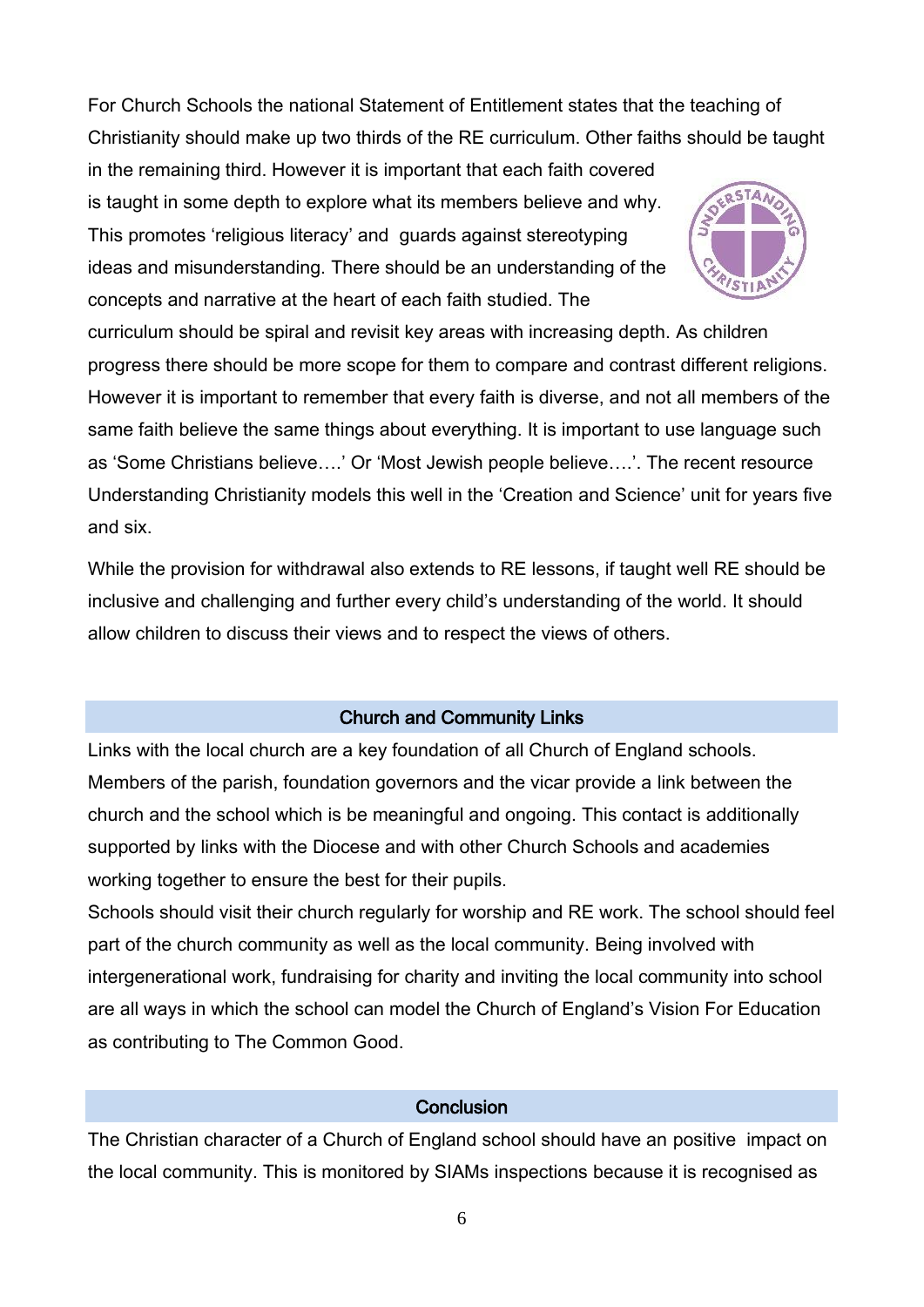For Church Schools the national Statement of Entitlement states that the teaching of Christianity should make up two thirds of the RE curriculum. Other faiths should be taught in the remaining third. However it is important that each faith covered is taught in some depth to explore what its members believe and why. This promotes 'religious literacy' and guards against stereotyping ideas and misunderstanding. There should be an understanding of the concepts and narrative at the heart of each faith studied. The curriculum should be spiral and revisit key areas with increasing depth. As children progress there should be more scope for them to compare and contrast different religions. However it is important to remember that every faith is diverse, and not all members of the same faith believe the same things about everything. It is important to use language such as 'Some Christians believe….' Or 'Most Jewish people believe….'. The recent resource Understanding Christianity models this well in the 'Creation and Science' unit for years five and six.

While the provision for withdrawal also extends to RE lessons, if taught well RE should be inclusive and challenging and further every child's understanding of the world. It should allow children to discuss their views and to respect the views of others.

## Church and Community Links

Links with the local church are a key foundation of all Church of England schools. Members of the parish, foundation governors and the vicar provide a link between the church and the school which is be meaningful and ongoing. This contact is additionally supported by links with the Diocese and with other Church Schools and academies working together to ensure the best for their pupils.

Schools should visit their church regularly for worship and RE work. The school should feel part of the church community as well as the local community. Being involved with intergenerational work, fundraising for charity and inviting the local community into school are all ways in which the school can model the Church of England's Vision For Education as contributing to The Common Good.

## Conclusion

The Christian character of a Church of England school should have an positive impact on the local community. This is monitored by SIAMs inspections because it is recognised as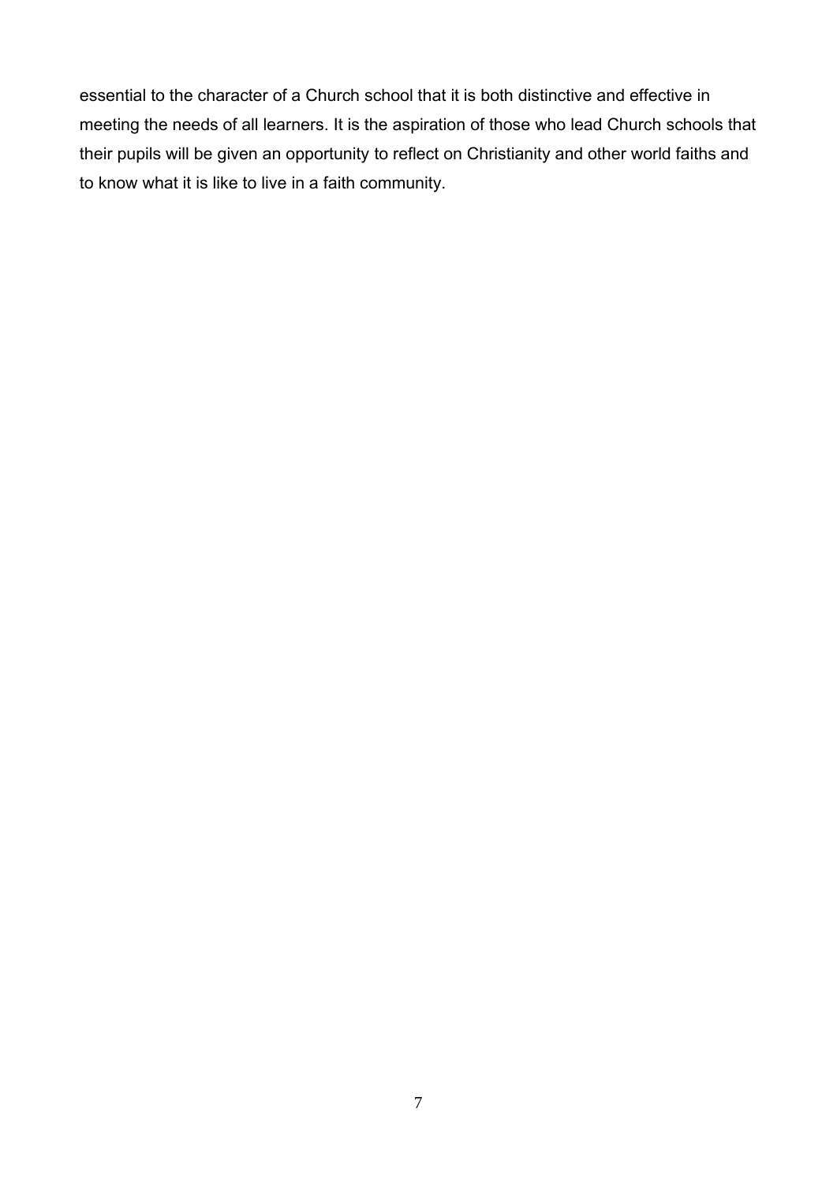essential to the character of a Church school that it is both distinctive and effective in meeting the needs of all learners. It is the aspiration of those who lead Church schools that their pupils will be given an opportunity to reflect on Christianity and other world faiths and to know what it is like to live in a faith community.